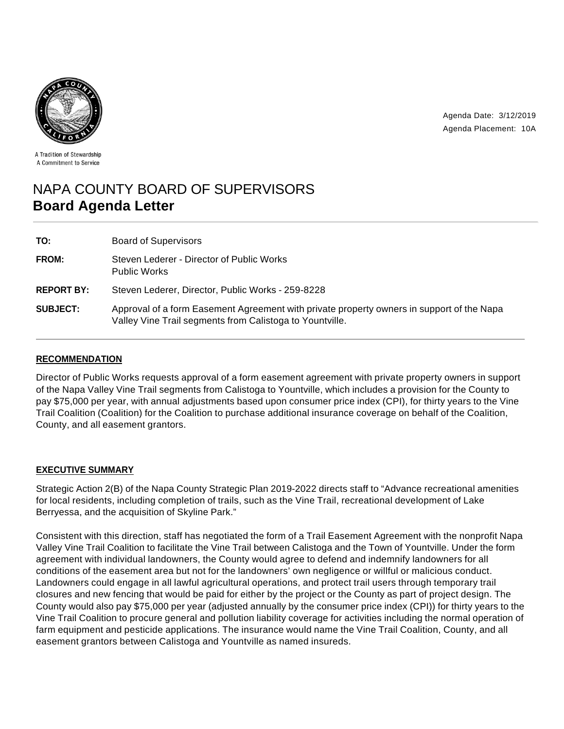A Tradition of Stewardship
A Commitment to Service

Agenda Date: 3/12/2019
Agenda Placement: 10A

# NAPA COUNTY BOARD OF SUPERVISORS
# **Board Agenda Letter**

| | |
|---|---|
| **TO:** | Board of Supervisors |
| **FROM:** | Steven Lederer - Director of Public Works<br>Public Works |
| **REPORT BY:** | Steven Lederer, Director, Public Works - 259-8228 |
| **SUBJECT:** | Approval of a form Easement Agreement with private property owners in support of the Napa Valley Vine Trail segments from Calistoga to Yountville. |

## RECOMMENDATION

Director of Public Works requests approval of a form easement agreement with private property owners in support of the Napa Valley Vine Trail segments from Calistoga to Yountville, which includes a provision for the County to pay $75,000 per year, with annual adjustments based upon consumer price index (CPI), for thirty years to the Vine Trail Coalition (Coalition) for the Coalition to purchase additional insurance coverage on behalf of the Coalition, County, and all easement grantors.

## EXECUTIVE SUMMARY

Strategic Action 2(B) of the Napa County Strategic Plan 2019-2022 directs staff to "Advance recreational amenities for local residents, including completion of trails, such as the Vine Trail, recreational development of Lake Berryessa, and the acquisition of Skyline Park."

Consistent with this direction, staff has negotiated the form of a Trail Easement Agreement with the nonprofit Napa Valley Vine Trail Coalition to facilitate the Vine Trail between Calistoga and the Town of Yountville. Under the form agreement with individual landowners, the County would agree to defend and indemnify landowners for all conditions of the easement area but not for the landowners' own negligence or willful or malicious conduct. Landowners could engage in all lawful agricultural operations, and protect trail users through temporary trail closures and new fencing that would be paid for either by the project or the County as part of project design. The County would also pay $75,000 per year (adjusted annually by the consumer price index (CPI)) for thirty years to the Vine Trail Coalition to procure general and pollution liability coverage for activities including the normal operation of farm equipment and pesticide applications. The insurance would name the Vine Trail Coalition, County, and all easement grantors between Calistoga and Yountville as named insureds.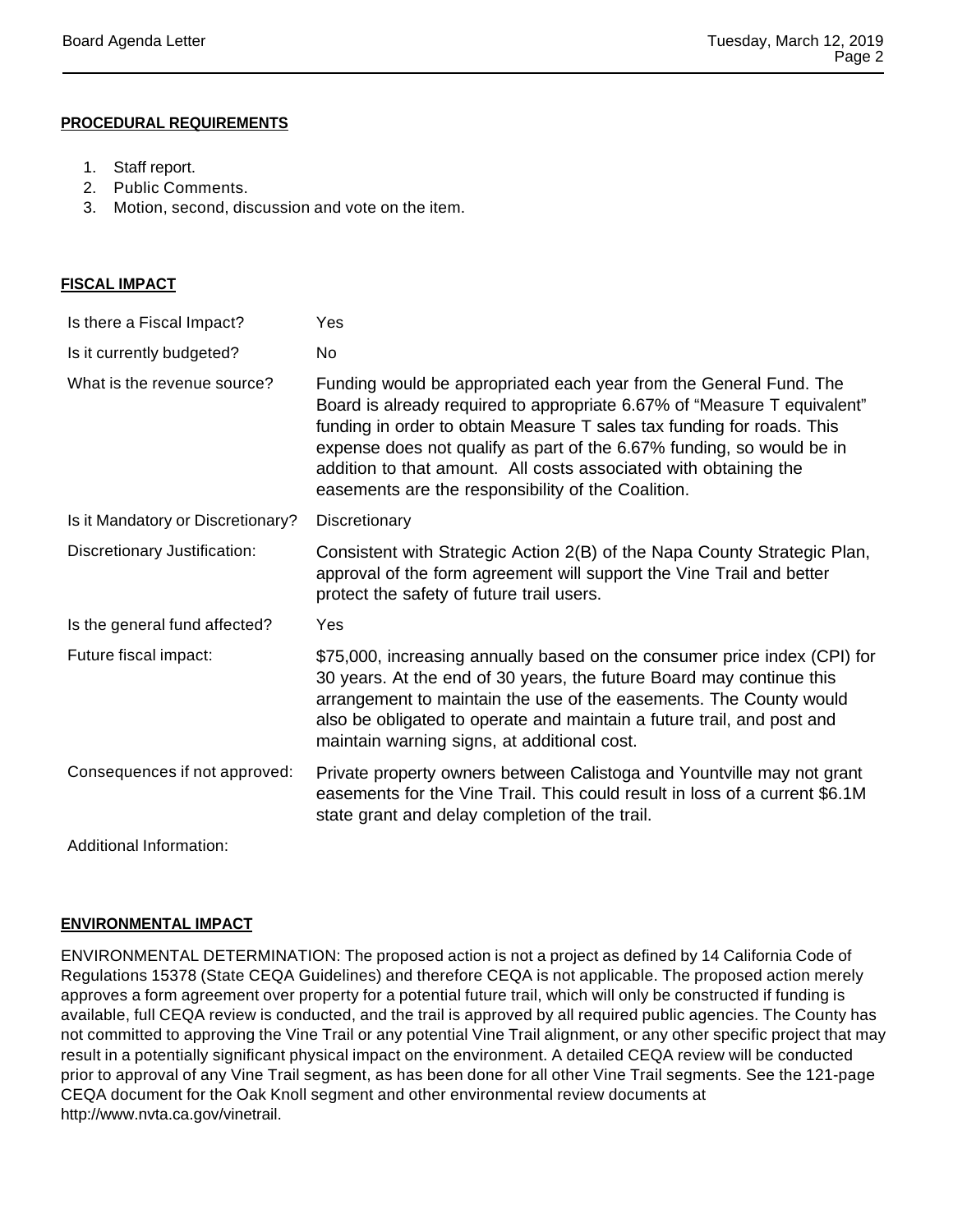## PROCEDURAL REQUIREMENTS

1. Staff report.
2. Public Comments.
3. Motion, second, discussion and vote on the item.

## FISCAL IMPACT

| | |
|---|---|
| Is there a Fiscal Impact? | Yes |
| Is it currently budgeted? | No |
| What is the revenue source? | Funding would be appropriated each year from the General Fund. The Board is already required to appropriate 6.67% of "Measure T equivalent" funding in order to obtain Measure T sales tax funding for roads. This expense does not qualify as part of the 6.67% funding, so would be in addition to that amount. All costs associated with obtaining the easements are the responsibility of the Coalition. |
| Is it Mandatory or Discretionary? | Discretionary |
| Discretionary Justification: | Consistent with Strategic Action 2(B) of the Napa County Strategic Plan, approval of the form agreement will support the Vine Trail and better protect the safety of future trail users. |
| Is the general fund affected? | Yes |
| Future fiscal impact: | $75,000, increasing annually based on the consumer price index (CPI) for 30 years. At the end of 30 years, the future Board may continue this arrangement to maintain the use of the easements. The County would also be obligated to operate and maintain a future trail, and post and maintain warning signs, at additional cost. |
| Consequences if not approved: | Private property owners between Calistoga and Yountville may not grant easements for the Vine Trail. This could result in loss of a current $6.1M state grant and delay completion of the trail. |
| Additional Information: | |

## ENVIRONMENTAL IMPACT

ENVIRONMENTAL DETERMINATION: The proposed action is not a project as defined by 14 California Code of Regulations 15378 (State CEQA Guidelines) and therefore CEQA is not applicable. The proposed action merely approves a form agreement over property for a potential future trail, which will only be constructed if funding is available, full CEQA review is conducted, and the trail is approved by all required public agencies. The County has not committed to approving the Vine Trail or any potential Vine Trail alignment, or any other specific project that may result in a potentially significant physical impact on the environment. A detailed CEQA review will be conducted prior to approval of any Vine Trail segment, as has been done for all other Vine Trail segments. See the 121-page CEQA document for the Oak Knoll segment and other environmental review documents at http://www.nvta.ca.gov/vinetrail.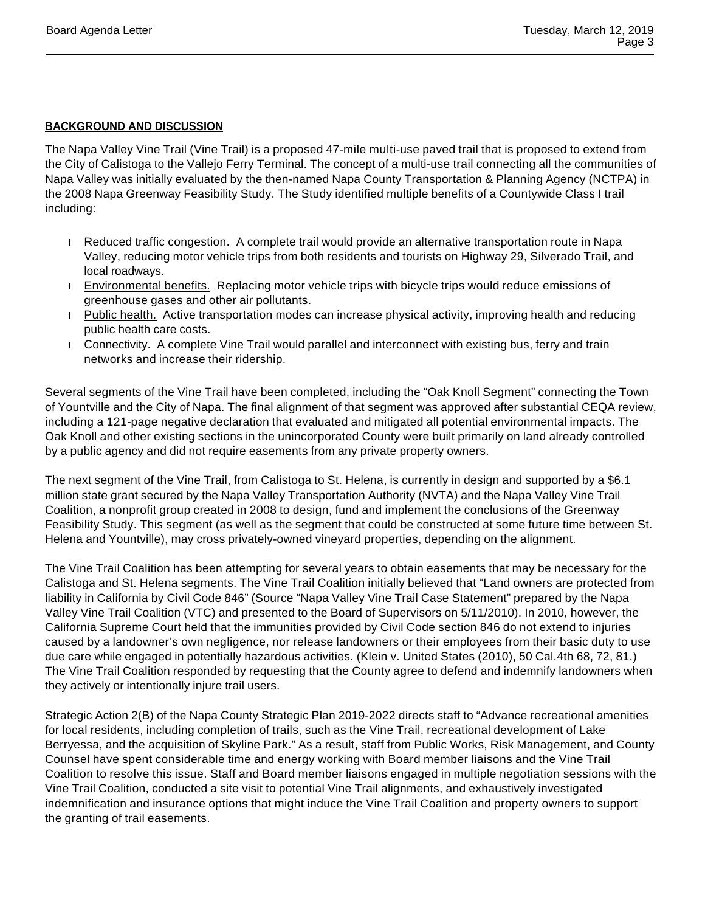**BACKGROUND AND DISCUSSION**

The Napa Valley Vine Trail (Vine Trail) is a proposed 47-mile multi-use paved trail that is proposed to extend from the City of Calistoga to the Vallejo Ferry Terminal. The concept of a multi-use trail connecting all the communities of Napa Valley was initially evaluated by the then-named Napa County Transportation & Planning Agency (NCTPA) in the 2008 Napa Greenway Feasibility Study. The Study identified multiple benefits of a Countywide Class I trail including:

- Reduced traffic congestion. A complete trail would provide an alternative transportation route in Napa Valley, reducing motor vehicle trips from both residents and tourists on Highway 29, Silverado Trail, and local roadways.
- Environmental benefits. Replacing motor vehicle trips with bicycle trips would reduce emissions of greenhouse gases and other air pollutants.
- Public health. Active transportation modes can increase physical activity, improving health and reducing public health care costs.
- Connectivity. A complete Vine Trail would parallel and interconnect with existing bus, ferry and train networks and increase their ridership.

Several segments of the Vine Trail have been completed, including the "Oak Knoll Segment" connecting the Town of Yountville and the City of Napa. The final alignment of that segment was approved after substantial CEQA review, including a 121-page negative declaration that evaluated and mitigated all potential environmental impacts. The Oak Knoll and other existing sections in the unincorporated County were built primarily on land already controlled by a public agency and did not require easements from any private property owners.

The next segment of the Vine Trail, from Calistoga to St. Helena, is currently in design and supported by a $6.1 million state grant secured by the Napa Valley Transportation Authority (NVTA) and the Napa Valley Vine Trail Coalition, a nonprofit group created in 2008 to design, fund and implement the conclusions of the Greenway Feasibility Study. This segment (as well as the segment that could be constructed at some future time between St. Helena and Yountville), may cross privately-owned vineyard properties, depending on the alignment.

The Vine Trail Coalition has been attempting for several years to obtain easements that may be necessary for the Calistoga and St. Helena segments. The Vine Trail Coalition initially believed that "Land owners are protected from liability in California by Civil Code 846" (Source "Napa Valley Vine Trail Case Statement" prepared by the Napa Valley Vine Trail Coalition (VTC) and presented to the Board of Supervisors on 5/11/2010). In 2010, however, the California Supreme Court held that the immunities provided by Civil Code section 846 do not extend to injuries caused by a landowner's own negligence, nor release landowners or their employees from their basic duty to use due care while engaged in potentially hazardous activities. (Klein v. United States (2010), 50 Cal.4th 68, 72, 81.) The Vine Trail Coalition responded by requesting that the County agree to defend and indemnify landowners when they actively or intentionally injure trail users.

Strategic Action 2(B) of the Napa County Strategic Plan 2019-2022 directs staff to "Advance recreational amenities for local residents, including completion of trails, such as the Vine Trail, recreational development of Lake Berryessa, and the acquisition of Skyline Park." As a result, staff from Public Works, Risk Management, and County Counsel have spent considerable time and energy working with Board member liaisons and the Vine Trail Coalition to resolve this issue. Staff and Board member liaisons engaged in multiple negotiation sessions with the Vine Trail Coalition, conducted a site visit to potential Vine Trail alignments, and exhaustively investigated indemnification and insurance options that might induce the Vine Trail Coalition and property owners to support the granting of trail easements.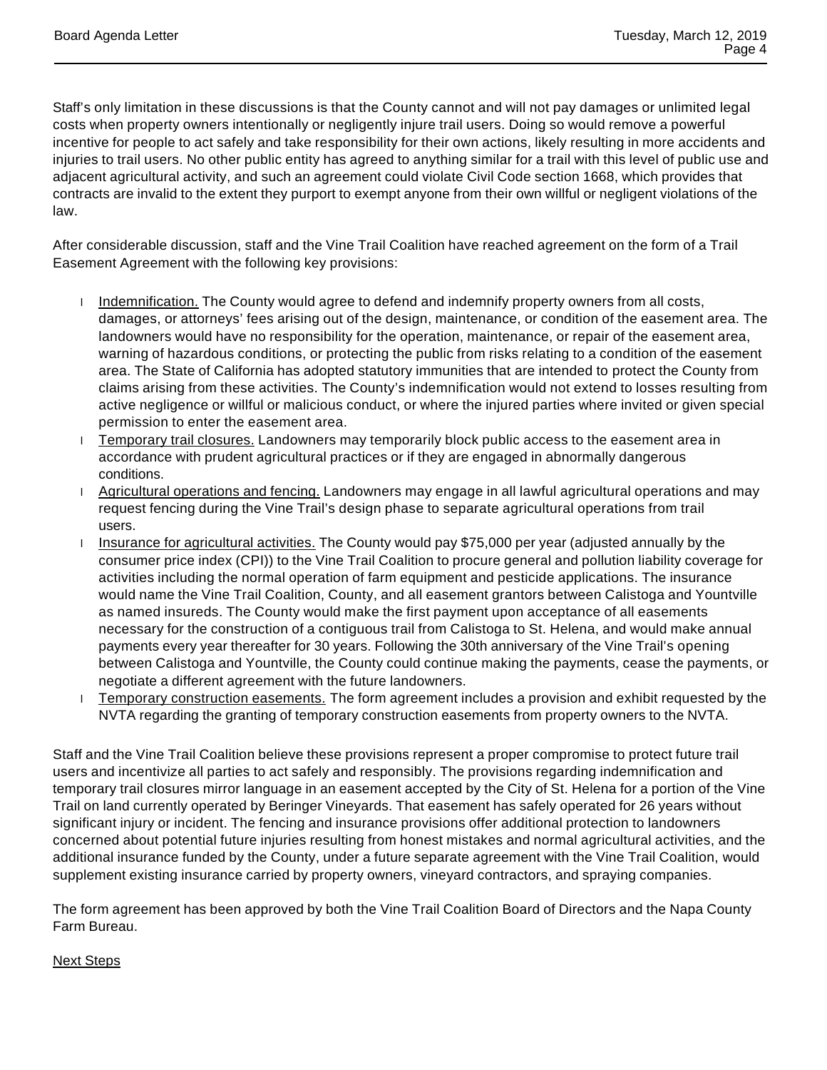Staff's only limitation in these discussions is that the County cannot and will not pay damages or unlimited legal costs when property owners intentionally or negligently injure trail users. Doing so would remove a powerful incentive for people to act safely and take responsibility for their own actions, likely resulting in more accidents and injuries to trail users. No other public entity has agreed to anything similar for a trail with this level of public use and adjacent agricultural activity, and such an agreement could violate Civil Code section 1668, which provides that contracts are invalid to the extent they purport to exempt anyone from their own willful or negligent violations of the law.

After considerable discussion, staff and the Vine Trail Coalition have reached agreement on the form of a Trail Easement Agreement with the following key provisions:

- Indemnification. The County would agree to defend and indemnify property owners from all costs, damages, or attorneys' fees arising out of the design, maintenance, or condition of the easement area. The landowners would have no responsibility for the operation, maintenance, or repair of the easement area, warning of hazardous conditions, or protecting the public from risks relating to a condition of the easement area. The State of California has adopted statutory immunities that are intended to protect the County from claims arising from these activities. The County's indemnification would not extend to losses resulting from active negligence or willful or malicious conduct, or where the injured parties where invited or given special permission to enter the easement area.
- Temporary trail closures. Landowners may temporarily block public access to the easement area in accordance with prudent agricultural practices or if they are engaged in abnormally dangerous conditions.
- Agricultural operations and fencing. Landowners may engage in all lawful agricultural operations and may request fencing during the Vine Trail's design phase to separate agricultural operations from trail users.
- Insurance for agricultural activities. The County would pay $75,000 per year (adjusted annually by the consumer price index (CPI)) to the Vine Trail Coalition to procure general and pollution liability coverage for activities including the normal operation of farm equipment and pesticide applications. The insurance would name the Vine Trail Coalition, County, and all easement grantors between Calistoga and Yountville as named insureds. The County would make the first payment upon acceptance of all easements necessary for the construction of a contiguous trail from Calistoga to St. Helena, and would make annual payments every year thereafter for 30 years. Following the 30th anniversary of the Vine Trail's opening between Calistoga and Yountville, the County could continue making the payments, cease the payments, or negotiate a different agreement with the future landowners.
- Temporary construction easements. The form agreement includes a provision and exhibit requested by the NVTA regarding the granting of temporary construction easements from property owners to the NVTA.

Staff and the Vine Trail Coalition believe these provisions represent a proper compromise to protect future trail users and incentivize all parties to act safely and responsibly. The provisions regarding indemnification and temporary trail closures mirror language in an easement accepted by the City of St. Helena for a portion of the Vine Trail on land currently operated by Beringer Vineyards. That easement has safely operated for 26 years without significant injury or incident. The fencing and insurance provisions offer additional protection to landowners concerned about potential future injuries resulting from honest mistakes and normal agricultural activities, and the additional insurance funded by the County, under a future separate agreement with the Vine Trail Coalition, would supplement existing insurance carried by property owners, vineyard contractors, and spraying companies.

The form agreement has been approved by both the Vine Trail Coalition Board of Directors and the Napa County Farm Bureau.

Next Steps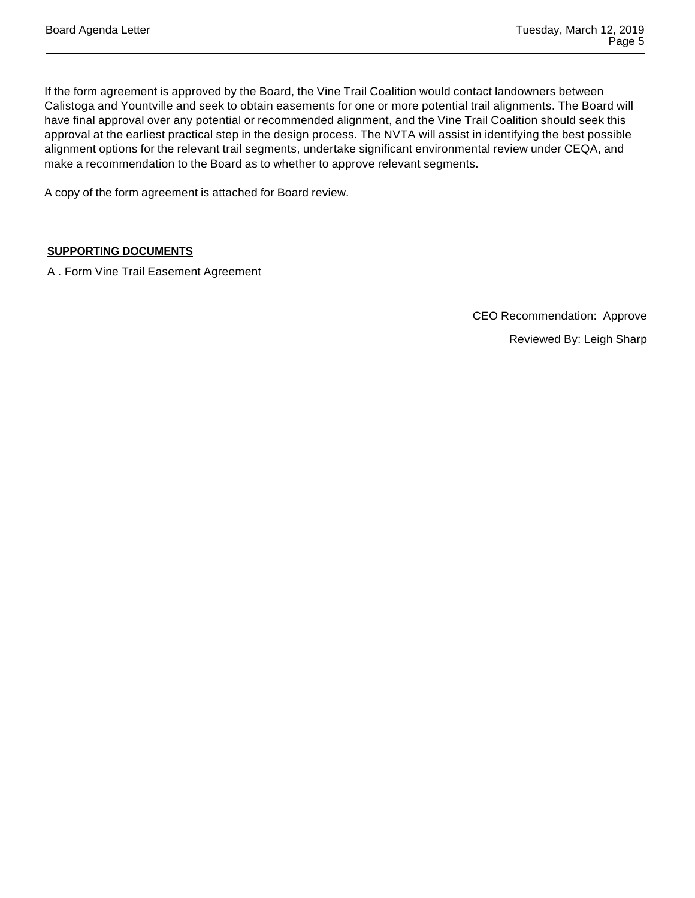If the form agreement is approved by the Board, the Vine Trail Coalition would contact landowners between Calistoga and Yountville and seek to obtain easements for one or more potential trail alignments. The Board will have final approval over any potential or recommended alignment, and the Vine Trail Coalition should seek this approval at the earliest practical step in the design process. The NVTA will assist in identifying the best possible alignment options for the relevant trail segments, undertake significant environmental review under CEQA, and make a recommendation to the Board as to whether to approve relevant segments.

A copy of the form agreement is attached for Board review.

**SUPPORTING DOCUMENTS**

A . Form Vine Trail Easement Agreement

CEO Recommendation: Approve

Reviewed By: Leigh Sharp